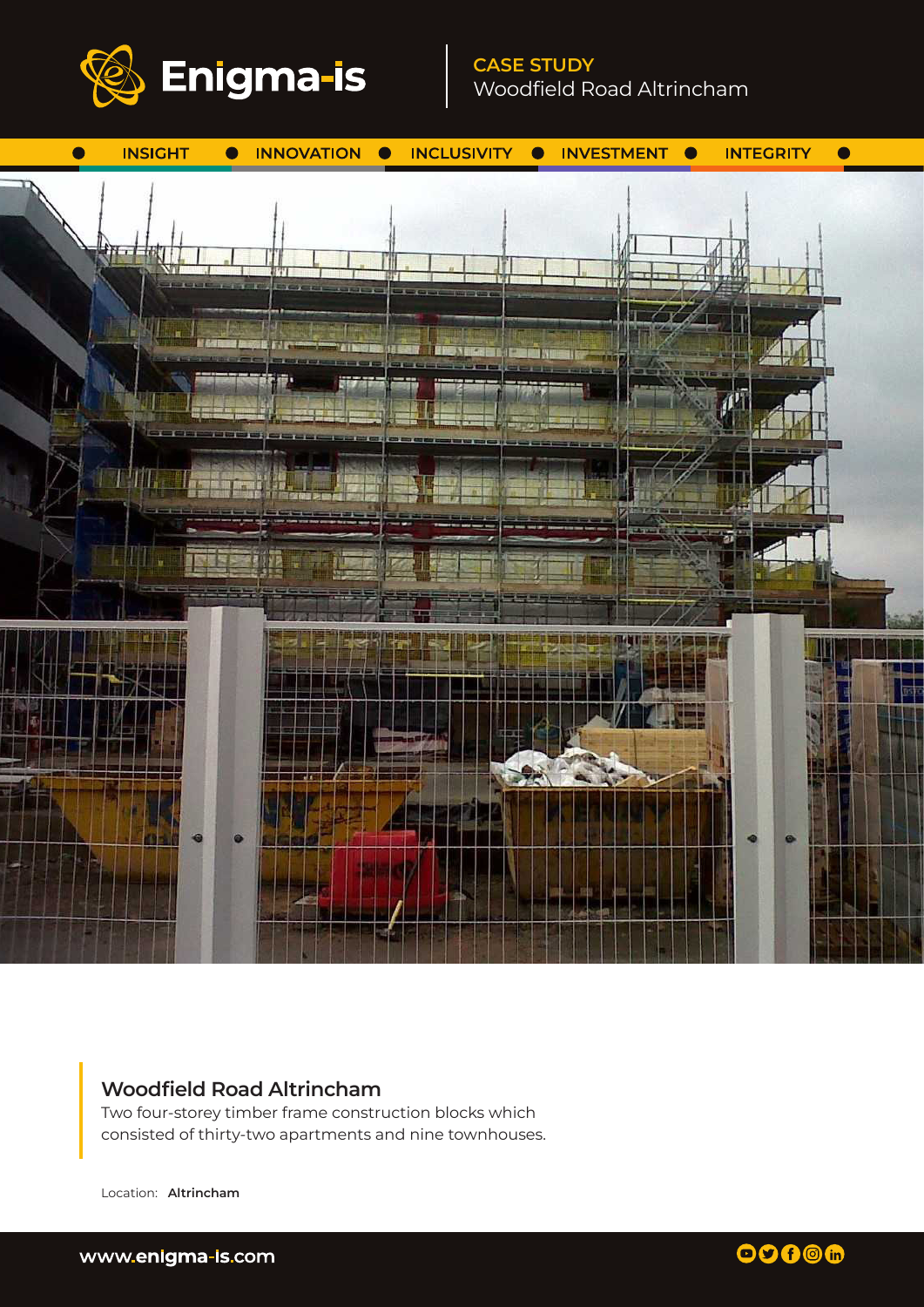Enigma-is

CASE STUDY
Woodfield Road Altrincham

INSIGHT • INNOVATION • INCLUSIVITY • INVESTMENT • INTEGRITY

## Woodfield Road Altrincham

Two four-storey timber frame construction blocks which consisted of thirty-two apartments and nine townhouses.

Location: **Altrincham**

www.enigma-is.com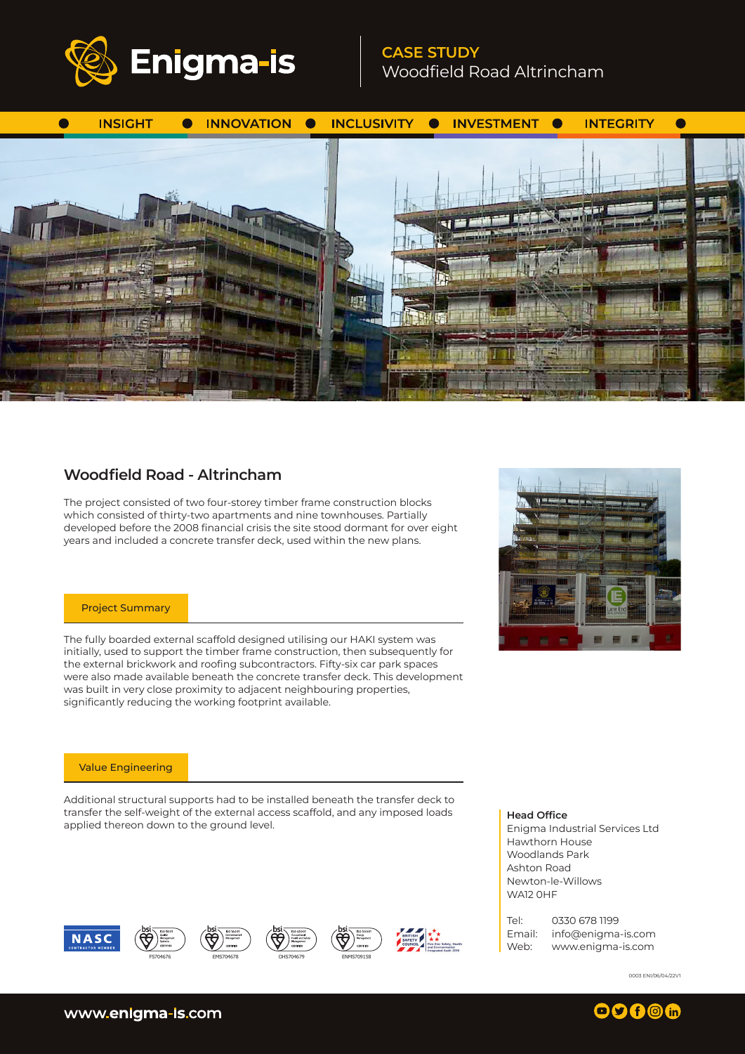Enigma-is

CASE STUDY
Woodfield Road Altrincham

INSIGHT • INNOVATION • INCLUSIVITY • INVESTMENT • INTEGRITY

## Woodfield Road - Altrincham

The project consisted of two four-storey timber frame construction blocks which consisted of thirty-two apartments and nine townhouses. Partially developed before the 2008 financial crisis the site stood dormant for over eight years and included a concrete transfer deck, used within the new plans.

### Project Summary

The fully boarded external scaffold designed utilising our HAKI system was initially, used to support the timber frame construction, then subsequently for the external brickwork and roofing subcontractors. Fifty-six car park spaces were also made available beneath the concrete transfer deck. This development was built in very close proximity to adjacent neighbouring properties, significantly reducing the working footprint available.

### Value Engineering

Additional structural supports had to be installed beneath the transfer deck to transfer the self-weight of the external access scaffold, and any imposed loads applied thereon down to the ground level.

**Head Office**
Enigma Industrial Services Ltd
Hawthorn House
Woodlands Park
Ashton Road
Newton-le-Willows
WA12 0HF

Tel: 0330 678 1199
Email: info@enigma-is.com
Web: www.enigma-is.com

FS704676 EMS704678 OHS704679 ENMS709158

0003 ENI/06/04/22V1

www.enigma-is.com